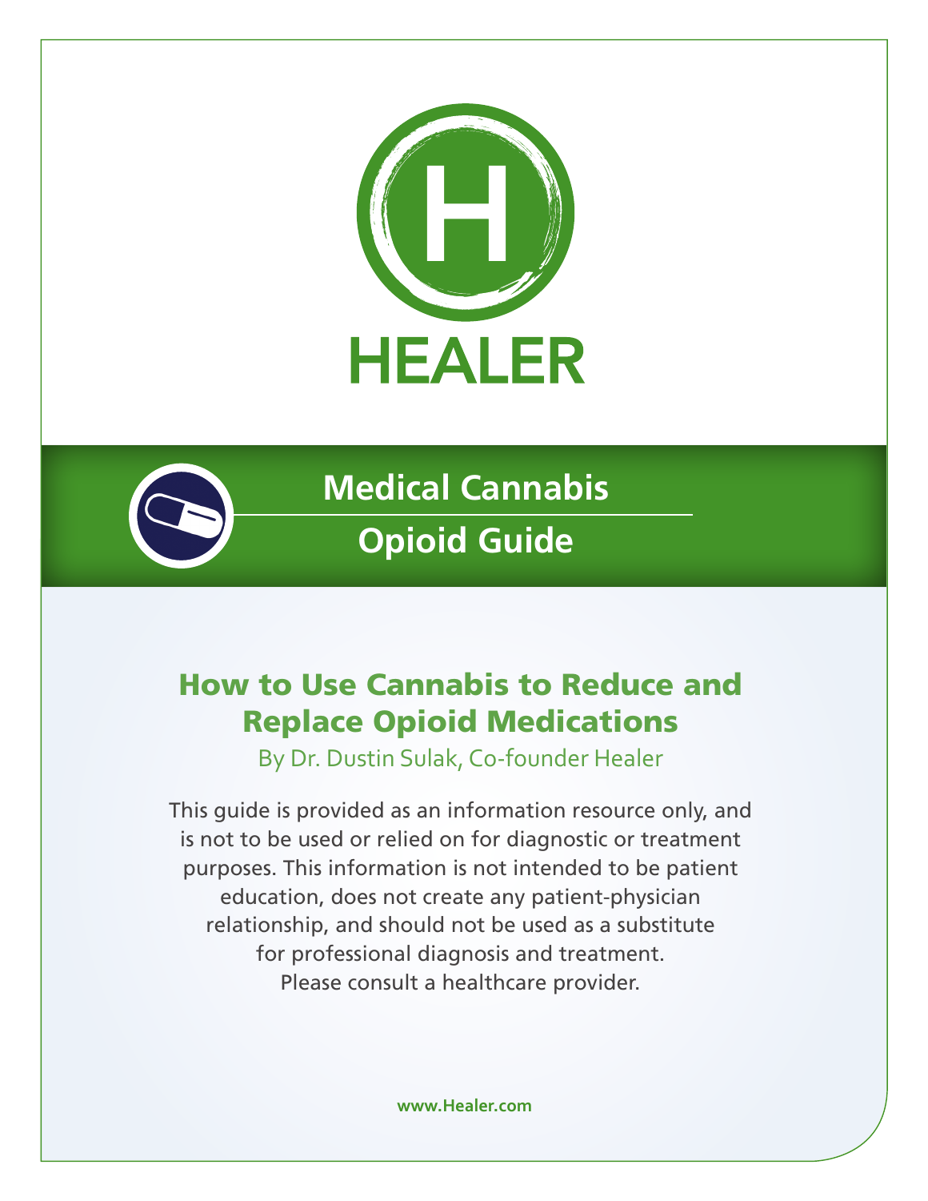# HEALER

## Medical Cannabis

## Opioid Guide

# How to Use Cannabis to Reduce and Replace Opioid Medications

By Dr. Dustin Sulak, Co-founder Healer

This guide is provided as an information resource only, and is not to be used or relied on for diagnostic or treatment purposes. This information is not intended to be patient education, does not create any patient-physician relationship, and should not be used as a substitute for professional diagnosis and treatment. Please consult a healthcare provider.

**www.Healer.com**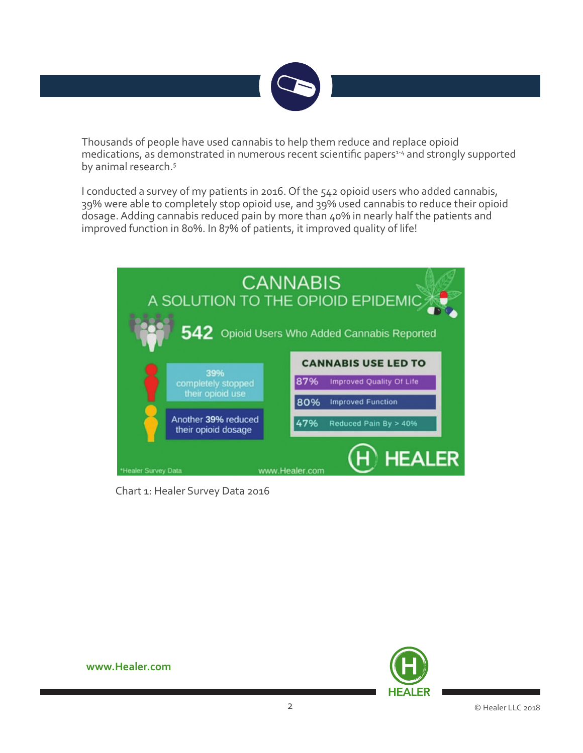Thousands of people have used cannabis to help them reduce and replace opioid medications, as demonstrated in numerous recent scientific papers[1-4] and strongly supported by animal research.[5]

I conducted a survey of my patients in 2016. Of the 542 opioid users who added cannabis, 39% were able to completely stop opioid use, and 39% used cannabis to reduce their opioid dosage. Adding cannabis reduced pain by more than 40% in nearly half the patients and improved function in 80%. In 87% of patients, it improved quality of life!

CANNABIS
A SOLUTION TO THE OPIOID EPIDEMIC

**542** Opioid Users Who Added Cannabis Reported

39% completely stopped their opioid use

Another **39%** reduced their opioid dosage

**CANNABIS USE LED TO**

| | |
|---|---|
| 87% | Improved Quality Of Life |
| 80% | Improved Function |
| 47% | Reduced Pain By > 40% |

*Healer Survey Data — www.Healer.com — HEALER

Chart 1: Healer Survey Data 2016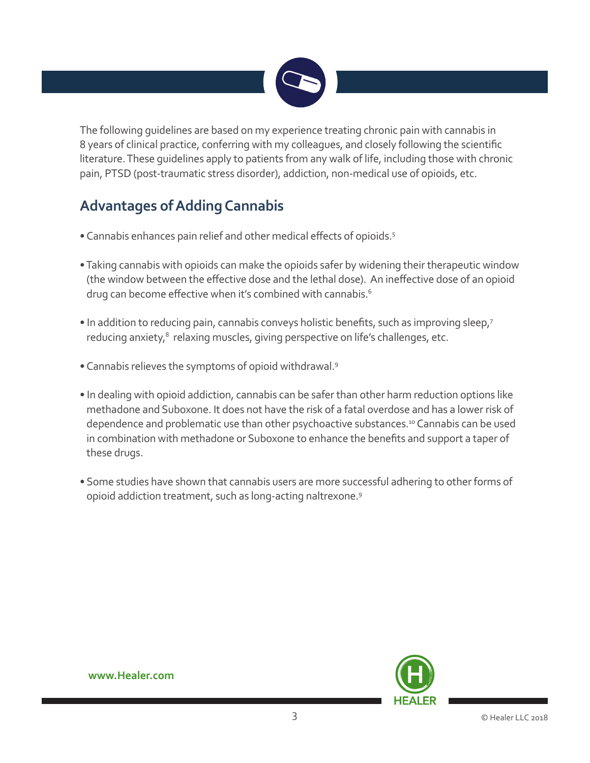The following guidelines are based on my experience treating chronic pain with cannabis in 8 years of clinical practice, conferring with my colleagues, and closely following the scientific literature. These guidelines apply to patients from any walk of life, including those with chronic pain, PTSD (post-traumatic stress disorder), addiction, non-medical use of opioids, etc.

## Advantages of Adding Cannabis

- Cannabis enhances pain relief and other medical effects of opioids.[5]
- Taking cannabis with opioids can make the opioids safer by widening their therapeutic window (the window between the effective dose and the lethal dose). An ineffective dose of an opioid drug can become effective when it's combined with cannabis.[6]
- In addition to reducing pain, cannabis conveys holistic benefits, such as improving sleep,[7] reducing anxiety,[8] relaxing muscles, giving perspective on life's challenges, etc.
- Cannabis relieves the symptoms of opioid withdrawal.[9]
- In dealing with opioid addiction, cannabis can be safer than other harm reduction options like methadone and Suboxone. It does not have the risk of a fatal overdose and has a lower risk of dependence and problematic use than other psychoactive substances.[10] Cannabis can be used in combination with methadone or Suboxone to enhance the benefits and support a taper of these drugs.
- Some studies have shown that cannabis users are more successful adhering to other forms of opioid addiction treatment, such as long-acting naltrexone.[9]

www.Healer.com

© Healer LLC 2018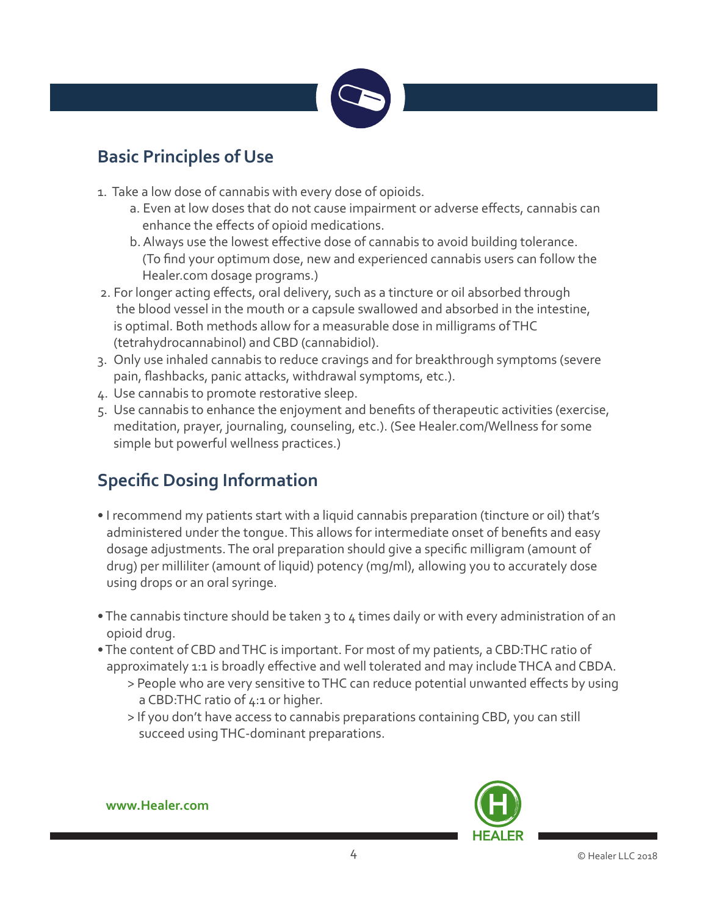## Basic Principles of Use

1. Take a low dose of cannabis with every dose of opioids.
   a. Even at low doses that do not cause impairment or adverse effects, cannabis can enhance the effects of opioid medications.
   b. Always use the lowest effective dose of cannabis to avoid building tolerance. (To find your optimum dose, new and experienced cannabis users can follow the Healer.com dosage programs.)
2. For longer acting effects, oral delivery, such as a tincture or oil absorbed through the blood vessel in the mouth or a capsule swallowed and absorbed in the intestine, is optimal. Both methods allow for a measurable dose in milligrams of THC (tetrahydrocannabinol) and CBD (cannabidiol).
3. Only use inhaled cannabis to reduce cravings and for breakthrough symptoms (severe pain, flashbacks, panic attacks, withdrawal symptoms, etc.).
4. Use cannabis to promote restorative sleep.
5. Use cannabis to enhance the enjoyment and benefits of therapeutic activities (exercise, meditation, prayer, journaling, counseling, etc.). (See Healer.com/Wellness for some simple but powerful wellness practices.)

## Specific Dosing Information

- I recommend my patients start with a liquid cannabis preparation (tincture or oil) that's administered under the tongue. This allows for intermediate onset of benefits and easy dosage adjustments. The oral preparation should give a specific milligram (amount of drug) per milliliter (amount of liquid) potency (mg/ml), allowing you to accurately dose using drops or an oral syringe.

- The cannabis tincture should be taken 3 to 4 times daily or with every administration of an opioid drug.
- The content of CBD and THC is important. For most of my patients, a CBD:THC ratio of approximately 1:1 is broadly effective and well tolerated and may include THCA and CBDA.
  > People who are very sensitive to THC can reduce potential unwanted effects by using a CBD:THC ratio of 4:1 or higher.
  > If you don't have access to cannabis preparations containing CBD, you can still succeed using THC-dominant preparations.

www.Healer.com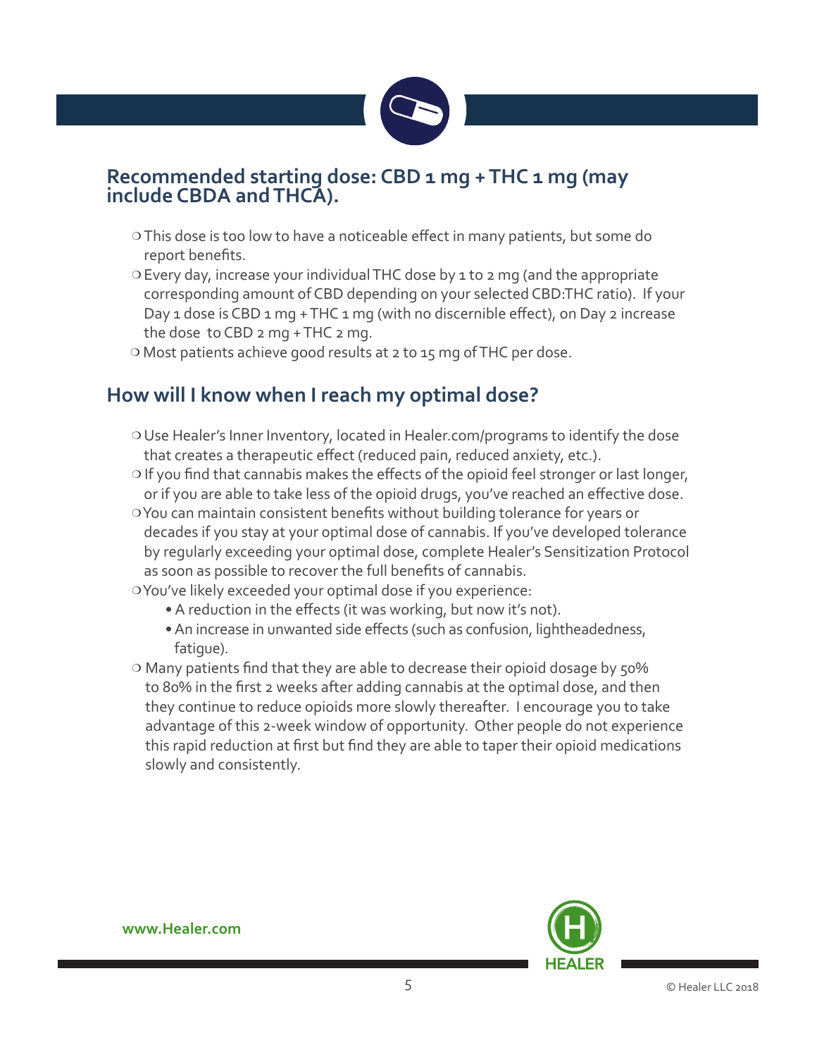## Recommended starting dose: CBD 1 mg + THC 1 mg (may include CBDA and THCA).

- This dose is too low to have a noticeable effect in many patients, but some do report benefits.
- Every day, increase your individual THC dose by 1 to 2 mg (and the appropriate corresponding amount of CBD depending on your selected CBD:THC ratio). If your Day 1 dose is CBD 1 mg + THC 1 mg (with no discernible effect), on Day 2 increase the dose to CBD 2 mg + THC 2 mg.
- Most patients achieve good results at 2 to 15 mg of THC per dose.

## How will I know when I reach my optimal dose?

- Use Healer's Inner Inventory, located in Healer.com/programs to identify the dose that creates a therapeutic effect (reduced pain, reduced anxiety, etc.).
- If you find that cannabis makes the effects of the opioid feel stronger or last longer, or if you are able to take less of the opioid drugs, you've reached an effective dose.
- You can maintain consistent benefits without building tolerance for years or decades if you stay at your optimal dose of cannabis. If you've developed tolerance by regularly exceeding your optimal dose, complete Healer's Sensitization Protocol as soon as possible to recover the full benefits of cannabis.
- You've likely exceeded your optimal dose if you experience:
  - A reduction in the effects (it was working, but now it's not).
  - An increase in unwanted side effects (such as confusion, lightheadedness, fatigue).
- Many patients find that they are able to decrease their opioid dosage by 50% to 80% in the first 2 weeks after adding cannabis at the optimal dose, and then they continue to reduce opioids more slowly thereafter. I encourage you to take advantage of this 2-week window of opportunity. Other people do not experience this rapid reduction at first but find they are able to taper their opioid medications slowly and consistently.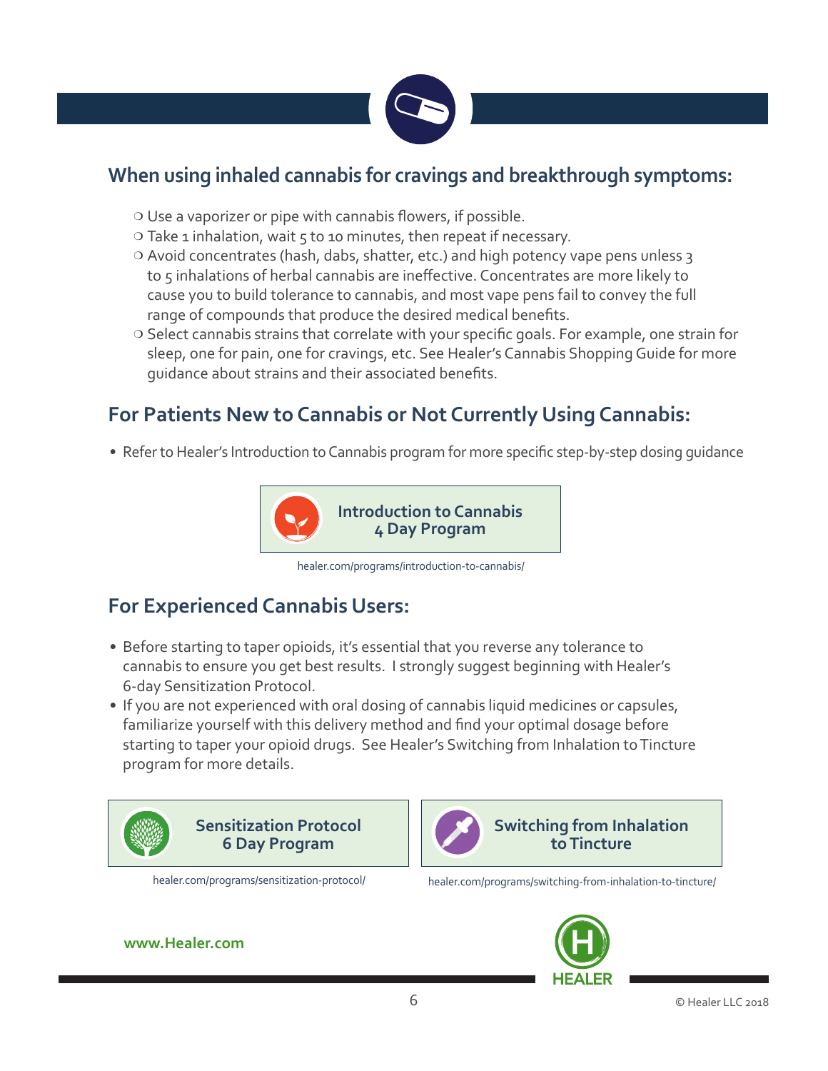## When using inhaled cannabis for cravings and breakthrough symptoms:

- Use a vaporizer or pipe with cannabis flowers, if possible.
- Take 1 inhalation, wait 5 to 10 minutes, then repeat if necessary.
- Avoid concentrates (hash, dabs, shatter, etc.) and high potency vape pens unless 3 to 5 inhalations of herbal cannabis are ineffective. Concentrates are more likely to cause you to build tolerance to cannabis, and most vape pens fail to convey the full range of compounds that produce the desired medical benefits.
- Select cannabis strains that correlate with your specific goals. For example, one strain for sleep, one for pain, one for cravings, etc. See Healer's Cannabis Shopping Guide for more guidance about strains and their associated benefits.

## For Patients New to Cannabis or Not Currently Using Cannabis:

- Refer to Healer's Introduction to Cannabis program for more specific step-by-step dosing guidance

**Introduction to Cannabis 4 Day Program**

healer.com/programs/introduction-to-cannabis/

## For Experienced Cannabis Users:

- Before starting to taper opioids, it's essential that you reverse any tolerance to cannabis to ensure you get best results. I strongly suggest beginning with Healer's 6-day Sensitization Protocol.
- If you are not experienced with oral dosing of cannabis liquid medicines or capsules, familiarize yourself with this delivery method and find your optimal dosage before starting to taper your opioid drugs. See Healer's Switching from Inhalation to Tincture program for more details.

**Sensitization Protocol 6 Day Program**

healer.com/programs/sensitization-protocol/

**Switching from Inhalation to Tincture**

healer.com/programs/switching-from-inhalation-to-tincture/

www.Healer.com

HEALER

© Healer LLC 2018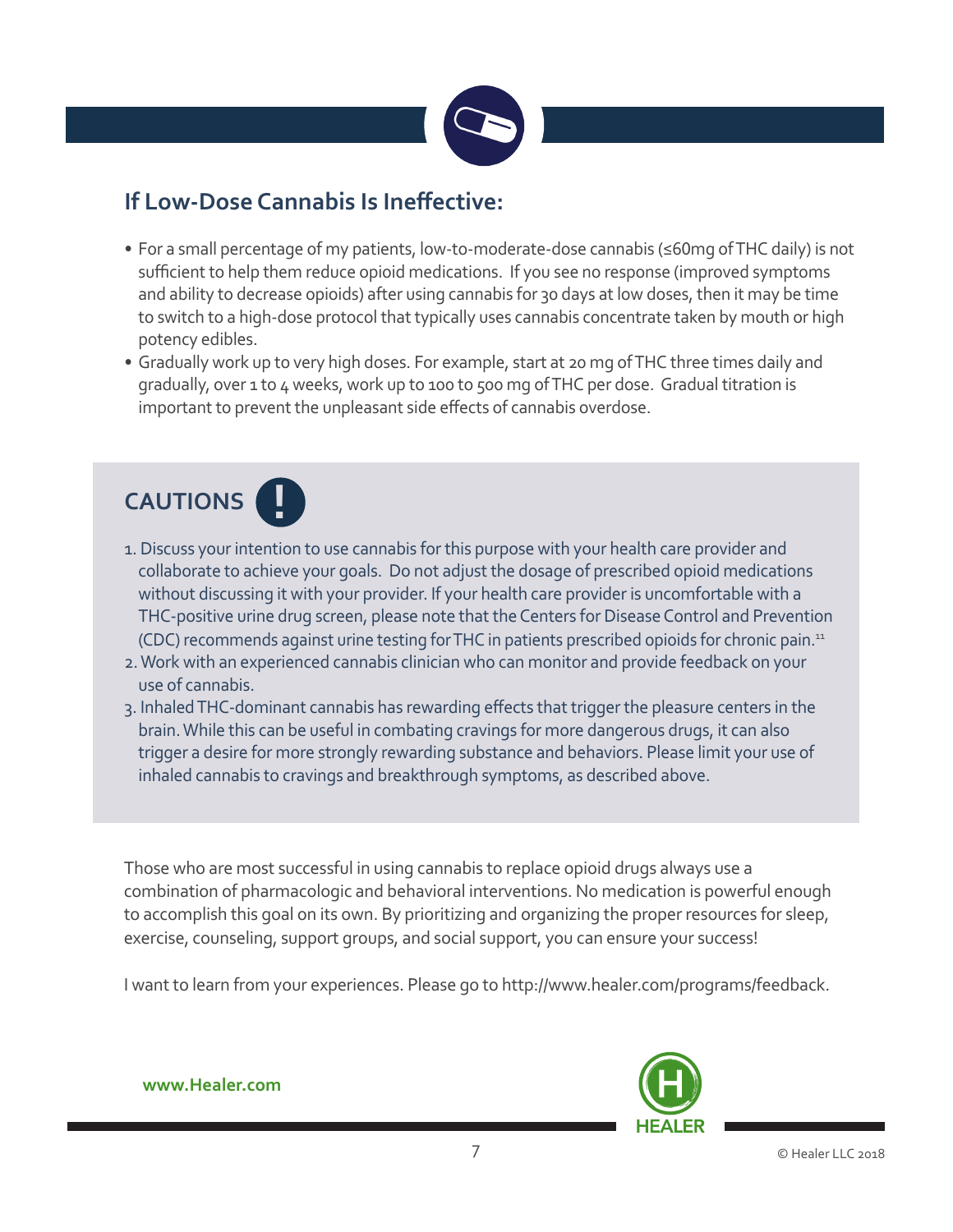## If Low-Dose Cannabis Is Ineffective:

- For a small percentage of my patients, low-to-moderate-dose cannabis (≤60mg of THC daily) is not sufficient to help them reduce opioid medications. If you see no response (improved symptoms and ability to decrease opioids) after using cannabis for 30 days at low doses, then it may be time to switch to a high-dose protocol that typically uses cannabis concentrate taken by mouth or high potency edibles.
- Gradually work up to very high doses. For example, start at 20 mg of THC three times daily and gradually, over 1 to 4 weeks, work up to 100 to 500 mg of THC per dose. Gradual titration is important to prevent the unpleasant side effects of cannabis overdose.

## CAUTIONS !

1. Discuss your intention to use cannabis for this purpose with your health care provider and collaborate to achieve your goals. Do not adjust the dosage of prescribed opioid medications without discussing it with your provider. If your health care provider is uncomfortable with a THC-positive urine drug screen, please note that the Centers for Disease Control and Prevention (CDC) recommends against urine testing for THC in patients prescribed opioids for chronic pain.[11]
2. Work with an experienced cannabis clinician who can monitor and provide feedback on your use of cannabis.
3. Inhaled THC-dominant cannabis has rewarding effects that trigger the pleasure centers in the brain. While this can be useful in combating cravings for more dangerous drugs, it can also trigger a desire for more strongly rewarding substance and behaviors. Please limit your use of inhaled cannabis to cravings and breakthrough symptoms, as described above.

Those who are most successful in using cannabis to replace opioid drugs always use a combination of pharmacologic and behavioral interventions. No medication is powerful enough to accomplish this goal on its own. By prioritizing and organizing the proper resources for sleep, exercise, counseling, support groups, and social support, you can ensure your success!

I want to learn from your experiences. Please go to http://www.healer.com/programs/feedback.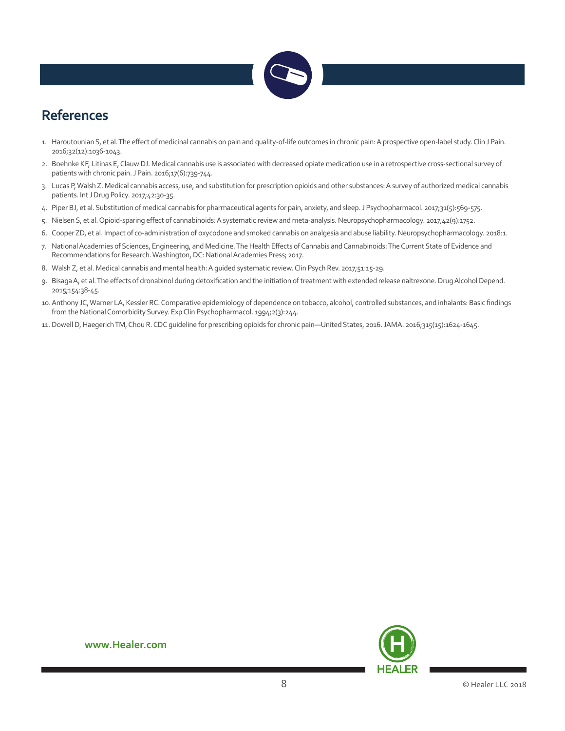## References

1. Haroutounian S, et al. The effect of medicinal cannabis on pain and quality-of-life outcomes in chronic pain: A prospective open-label study. Clin J Pain. 2016;32(12):1036-1043.
2. Boehnke KF, Litinas E, Clauw DJ. Medical cannabis use is associated with decreased opiate medication use in a retrospective cross-sectional survey of patients with chronic pain. J Pain. 2016;17(6):739-744.
3. Lucas P, Walsh Z. Medical cannabis access, use, and substitution for prescription opioids and other substances: A survey of authorized medical cannabis patients. Int J Drug Policy. 2017;42:30-35.
4. Piper BJ, et al. Substitution of medical cannabis for pharmaceutical agents for pain, anxiety, and sleep. J Psychopharmacol. 2017;31(5):569-575.
5. Nielsen S, et al. Opioid-sparing effect of cannabinoids: A systematic review and meta-analysis. Neuropsychopharmacology. 2017;42(9):1752.
6. Cooper ZD, et al. Impact of co-administration of oxycodone and smoked cannabis on analgesia and abuse liability. Neuropsychopharmacology. 2018:1.
7. National Academies of Sciences, Engineering, and Medicine. The Health Effects of Cannabis and Cannabinoids: The Current State of Evidence and Recommendations for Research. Washington, DC: National Academies Press; 2017.
8. Walsh Z, et al. Medical cannabis and mental health: A guided systematic review. Clin Psych Rev. 2017;51:15-29.
9. Bisaga A, et al. The effects of dronabinol during detoxification and the initiation of treatment with extended release naltrexone. Drug Alcohol Depend. 2015;154:38-45.
10. Anthony JC, Warner LA, Kessler RC. Comparative epidemiology of dependence on tobacco, alcohol, controlled substances, and inhalants: Basic findings from the National Comorbidity Survey. Exp Clin Psychopharmacol. 1994;2(3):244.
11. Dowell D, Haegerich TM, Chou R. CDC guideline for prescribing opioids for chronic pain—United States, 2016. JAMA. 2016;315(15):1624-1645.

www.Healer.com

HEALER

© Healer LLC 2018